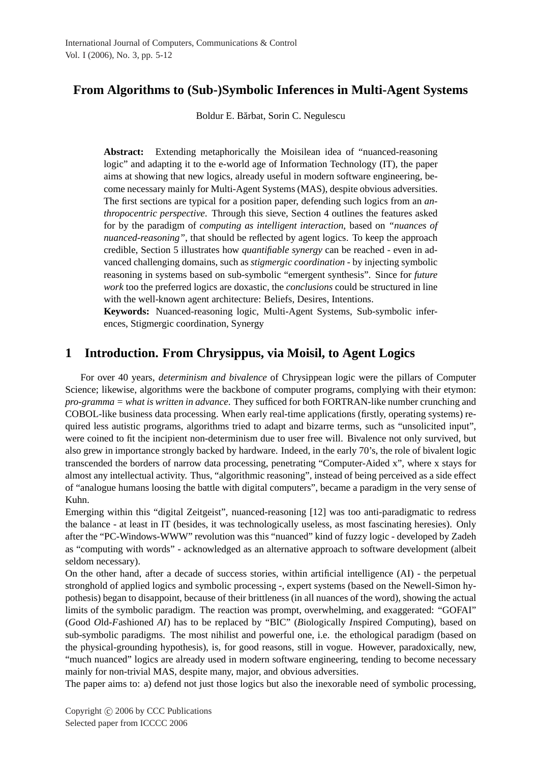# From Algorithms to (Sub-)Symbolic Inferences in Multi-Agent Systems

Boldur E. Bărbat, Sorin C. Negulescu

> **Abstract:** Extending metaphorically the Moisilean idea of "nuanced-reasoning logic" and adapting it to the e-world age of Information Technology (IT), the paper aims at showing that new logics, already useful in modern software engineering, become necessary mainly for Multi-Agent Systems (MAS), despite obvious adversities. The first sections are typical for a position paper, defending such logics from an *anthropocentric perspective*. Through this sieve, Section 4 outlines the features asked for by the paradigm of *computing as intelligent interaction*, based on *"nuances of nuanced-reasoning"*, that should be reflected by agent logics. To keep the approach credible, Section 5 illustrates how *quantifiable synergy* can be reached - even in advanced challenging domains, such as *stigmergic coordination* - by injecting symbolic reasoning in systems based on sub-symbolic "emergent synthesis". Since for *future work* too the preferred logics are doxastic, the *conclusions* could be structured in line with the well-known agent architecture: Beliefs, Desires, Intentions.
>
> **Keywords:** Nuanced-reasoning logic, Multi-Agent Systems, Sub-symbolic inferences, Stigmergic coordination, Synergy

## 1 Introduction. From Chrysippus, via Moisil, to Agent Logics

For over 40 years, *determinism and bivalence* of Chrysippean logic were the pillars of Computer Science; likewise, algorithms were the backbone of computer programs, complying with their etymon: *pro-gramma = what is written in advance*. They sufficed for both FORTRAN-like number crunching and COBOL-like business data processing. When early real-time applications (firstly, operating systems) required less autistic programs, algorithms tried to adapt and bizarre terms, such as "unsolicited input", were coined to fit the incipient non-determinism due to user free will. Bivalence not only survived, but also grew in importance strongly backed by hardware. Indeed, in the early 70's, the role of bivalent logic transcended the borders of narrow data processing, penetrating "Computer-Aided x", where x stays for almost any intellectual activity. Thus, "algorithmic reasoning", instead of being perceived as a side effect of "analogue humans loosing the battle with digital computers", became a paradigm in the very sense of Kuhn.

Emerging within this "digital Zeitgeist", nuanced-reasoning [12] was too anti-paradigmatic to redress the balance - at least in IT (besides, it was technologically useless, as most fascinating heresies). Only after the "PC-Windows-WWW" revolution was this "nuanced" kind of fuzzy logic - developed by Zadeh as "computing with words" - acknowledged as an alternative approach to software development (albeit seldom necessary).

On the other hand, after a decade of success stories, within artificial intelligence (AI) - the perpetual stronghold of applied logics and symbolic processing -, expert systems (based on the Newell-Simon hypothesis) began to disappoint, because of their brittleness (in all nuances of the word), showing the actual limits of the symbolic paradigm. The reaction was prompt, overwhelming, and exaggerated: "GOFAI" (*G*ood *O*ld-*F*ashioned *AI*) has to be replaced by "BIC" (*B*iologically *I*nspired *C*omputing), based on sub-symbolic paradigms. The most nihilist and powerful one, i.e. the ethological paradigm (based on the physical-grounding hypothesis), is, for good reasons, still in vogue. However, paradoxically, new, "much nuanced" logics are already used in modern software engineering, tending to become necessary mainly for non-trivial MAS, despite many, major, and obvious adversities.

The paper aims to: a) defend not just those logics but also the inexorable need of symbolic processing,

Copyright © 2006 by CCC Publications
Selected paper from ICCCC 2006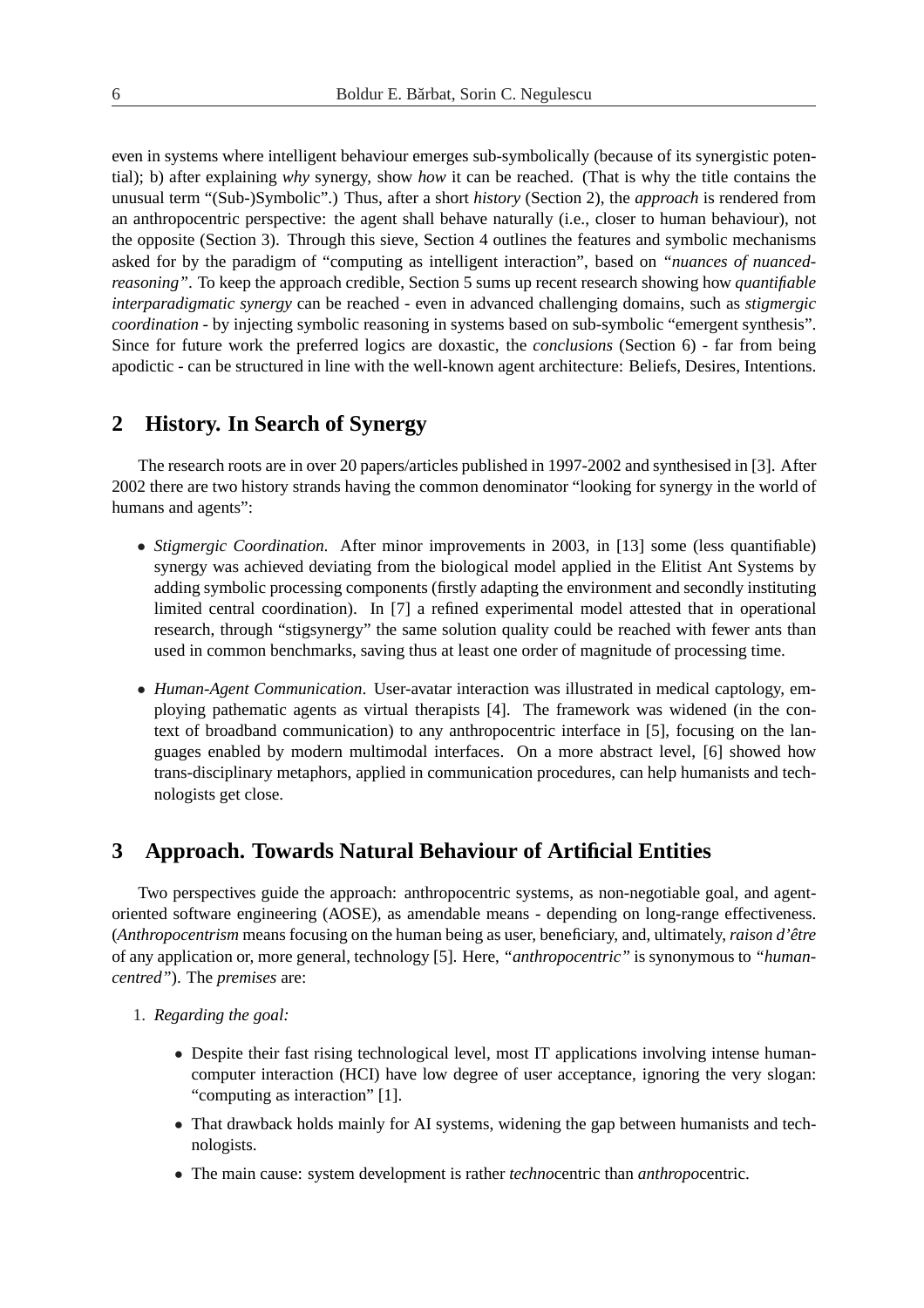even in systems where intelligent behaviour emerges sub-symbolically (because of its synergistic potential); b) after explaining *why* synergy, show *how* it can be reached. (That is why the title contains the unusual term "(Sub-)Symbolic".) Thus, after a short *history* (Section 2), the *approach* is rendered from an anthropocentric perspective: the agent shall behave naturally (i.e., closer to human behaviour), not the opposite (Section 3). Through this sieve, Section 4 outlines the features and symbolic mechanisms asked for by the paradigm of "computing as intelligent interaction", based on *"nuances of nuanced-reasoning"*. To keep the approach credible, Section 5 sums up recent research showing how *quantifiable interparadigmatic synergy* can be reached - even in advanced challenging domains, such as *stigmergic coordination* - by injecting symbolic reasoning in systems based on sub-symbolic "emergent synthesis". Since for future work the preferred logics are doxastic, the *conclusions* (Section 6) - far from being apodictic - can be structured in line with the well-known agent architecture: Beliefs, Desires, Intentions.

## 2 History. In Search of Synergy

The research roots are in over 20 papers/articles published in 1997-2002 and synthesised in [3]. After 2002 there are two history strands having the common denominator "looking for synergy in the world of humans and agents":

- *Stigmergic Coordination.* After minor improvements in 2003, in [13] some (less quantifiable) synergy was achieved deviating from the biological model applied in the Elitist Ant Systems by adding symbolic processing components (firstly adapting the environment and secondly instituting limited central coordination). In [7] a refined experimental model attested that in operational research, through "stigsynergy" the same solution quality could be reached with fewer ants than used in common benchmarks, saving thus at least one order of magnitude of processing time.

- *Human-Agent Communication*. User-avatar interaction was illustrated in medical captology, employing pathematic agents as virtual therapists [4]. The framework was widened (in the context of broadband communication) to any anthropocentric interface in [5], focusing on the languages enabled by modern multimodal interfaces. On a more abstract level, [6] showed how trans-disciplinary metaphors, applied in communication procedures, can help humanists and technologists get close.

## 3 Approach. Towards Natural Behaviour of Artificial Entities

Two perspectives guide the approach: anthropocentric systems, as non-negotiable goal, and agent-oriented software engineering (AOSE), as amendable means - depending on long-range effectiveness. (*Anthropocentrism* means focusing on the human being as user, beneficiary, and, ultimately, *raison d'être* of any application or, more general, technology [5]. Here, *"anthropocentric"* is synonymous to *"human-centred"*). The *premises* are:

1. *Regarding the goal:*
   - Despite their fast rising technological level, most IT applications involving intense human-computer interaction (HCI) have low degree of user acceptance, ignoring the very slogan: "computing as interaction" [1].
   - That drawback holds mainly for AI systems, widening the gap between humanists and technologists.
   - The main cause: system development is rather *techno*centric than *anthropo*centric.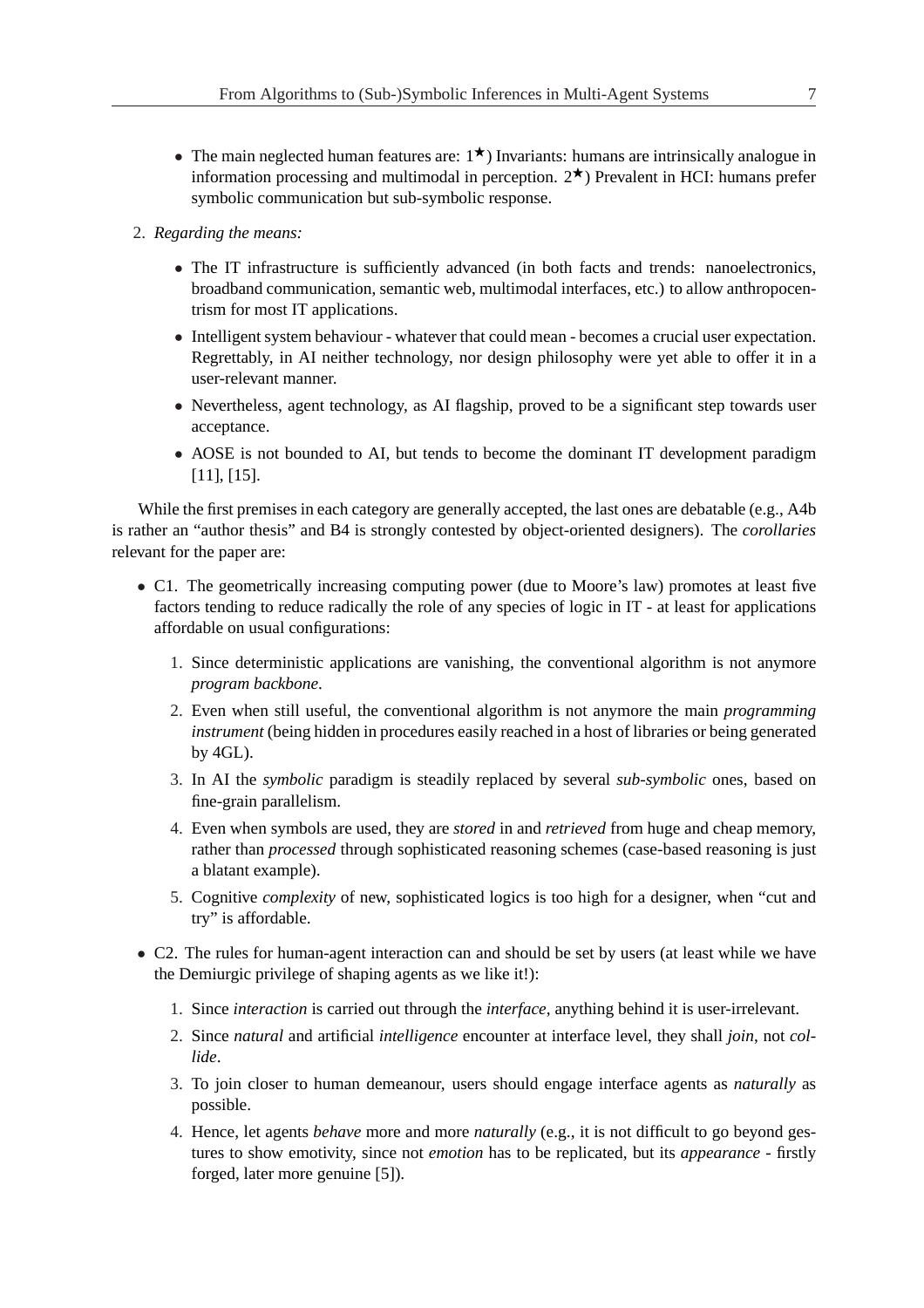- The main neglected human features are: 1★) Invariants: humans are intrinsically analogue in information processing and multimodal in perception. 2★) Prevalent in HCI: humans prefer symbolic communication but sub-symbolic response.

2. *Regarding the means:*

   - The IT infrastructure is sufficiently advanced (in both facts and trends: nanoelectronics, broadband communication, semantic web, multimodal interfaces, etc.) to allow anthropocentrism for most IT applications.
   - Intelligent system behaviour - whatever that could mean - becomes a crucial user expectation. Regrettably, in AI neither technology, nor design philosophy were yet able to offer it in a user-relevant manner.
   - Nevertheless, agent technology, as AI flagship, proved to be a significant step towards user acceptance.
   - AOSE is not bounded to AI, but tends to become the dominant IT development paradigm [11], [15].

While the first premises in each category are generally accepted, the last ones are debatable (e.g., A4b is rather an "author thesis" and B4 is strongly contested by object-oriented designers). The *corollaries* relevant for the paper are:

- C1. The geometrically increasing computing power (due to Moore's law) promotes at least five factors tending to reduce radically the role of any species of logic in IT - at least for applications affordable on usual configurations:
  1. Since deterministic applications are vanishing, the conventional algorithm is not anymore *program backbone*.
  2. Even when still useful, the conventional algorithm is not anymore the main *programming instrument* (being hidden in procedures easily reached in a host of libraries or being generated by 4GL).
  3. In AI the *symbolic* paradigm is steadily replaced by several *sub-symbolic* ones, based on fine-grain parallelism.
  4. Even when symbols are used, they are *stored* in and *retrieved* from huge and cheap memory, rather than *processed* through sophisticated reasoning schemes (case-based reasoning is just a blatant example).
  5. Cognitive *complexity* of new, sophisticated logics is too high for a designer, when "cut and try" is affordable.
- C2. The rules for human-agent interaction can and should be set by users (at least while we have the Demiurgic privilege of shaping agents as we like it!):
  1. Since *interaction* is carried out through the *interface*, anything behind it is user-irrelevant.
  2. Since *natural* and artificial *intelligence* encounter at interface level, they shall *join*, not *collide*.
  3. To join closer to human demeanour, users should engage interface agents as *naturally* as possible.
  4. Hence, let agents *behave* more and more *naturally* (e.g., it is not difficult to go beyond gestures to show emotivity, since not *emotion* has to be replicated, but its *appearance* - firstly forged, later more genuine [5]).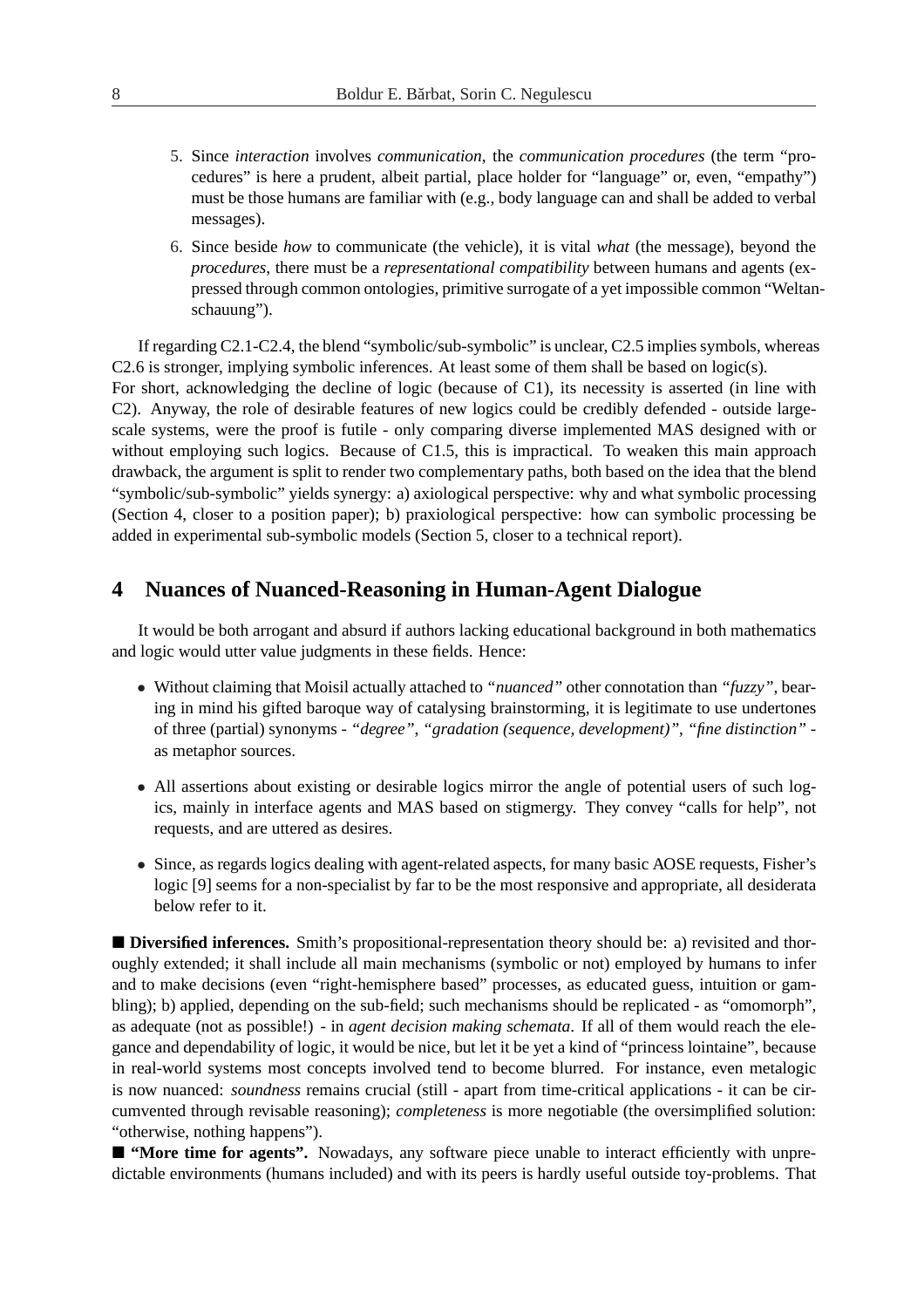5. Since *interaction* involves *communication*, the *communication procedures* (the term "procedures" is here a prudent, albeit partial, place holder for "language" or, even, "empathy") must be those humans are familiar with (e.g., body language can and shall be added to verbal messages).
6. Since beside *how* to communicate (the vehicle), it is vital *what* (the message), beyond the *procedures*, there must be a *representational compatibility* between humans and agents (expressed through common ontologies, primitive surrogate of a yet impossible common "Weltanschauung").

If regarding C2.1-C2.4, the blend "symbolic/sub-symbolic" is unclear, C2.5 implies symbols, whereas C2.6 is stronger, implying symbolic inferences. At least some of them shall be based on logic(s).
For short, acknowledging the decline of logic (because of C1), its necessity is asserted (in line with C2). Anyway, the role of desirable features of new logics could be credibly defended - outside large-scale systems, were the proof is futile - only comparing diverse implemented MAS designed with or without employing such logics. Because of C1.5, this is impractical. To weaken this main approach drawback, the argument is split to render two complementary paths, both based on the idea that the blend "symbolic/sub-symbolic" yields synergy: a) axiological perspective: why and what symbolic processing (Section 4, closer to a position paper); b) praxiological perspective: how can symbolic processing be added in experimental sub-symbolic models (Section 5, closer to a technical report).

## 4 Nuances of Nuanced-Reasoning in Human-Agent Dialogue

It would be both arrogant and absurd if authors lacking educational background in both mathematics and logic would utter value judgments in these fields. Hence:

- Without claiming that Moisil actually attached to *"nuanced"* other connotation than *"fuzzy"*, bearing in mind his gifted baroque way of catalysing brainstorming, it is legitimate to use undertones of three (partial) synonyms - *"degree"*, *"gradation (sequence, development)"*, *"fine distinction"* - as metaphor sources.
- All assertions about existing or desirable logics mirror the angle of potential users of such logics, mainly in interface agents and MAS based on stigmergy. They convey "calls for help", not requests, and are uttered as desires.
- Since, as regards logics dealing with agent-related aspects, for many basic AOSE requests, Fisher's logic [9] seems for a non-specialist by far to be the most responsive and appropriate, all desiderata below refer to it.

■ **Diversified inferences.** Smith's propositional-representation theory should be: a) revisited and thoroughly extended; it shall include all main mechanisms (symbolic or not) employed by humans to infer and to make decisions (even "right-hemisphere based" processes, as educated guess, intuition or gambling); b) applied, depending on the sub-field; such mechanisms should be replicated - as "omomorph", as adequate (not as possible!) - in *agent decision making schemata*. If all of them would reach the elegance and dependability of logic, it would be nice, but let it be yet a kind of "princess lointaine", because in real-world systems most concepts involved tend to become blurred. For instance, even metalogic is now nuanced: *soundness* remains crucial (still - apart from time-critical applications - it can be circumvented through revisable reasoning); *completeness* is more negotiable (the oversimplified solution: "otherwise, nothing happens").

■ **"More time for agents".** Nowadays, any software piece unable to interact efficiently with unpredictable environments (humans included) and with its peers is hardly useful outside toy-problems. That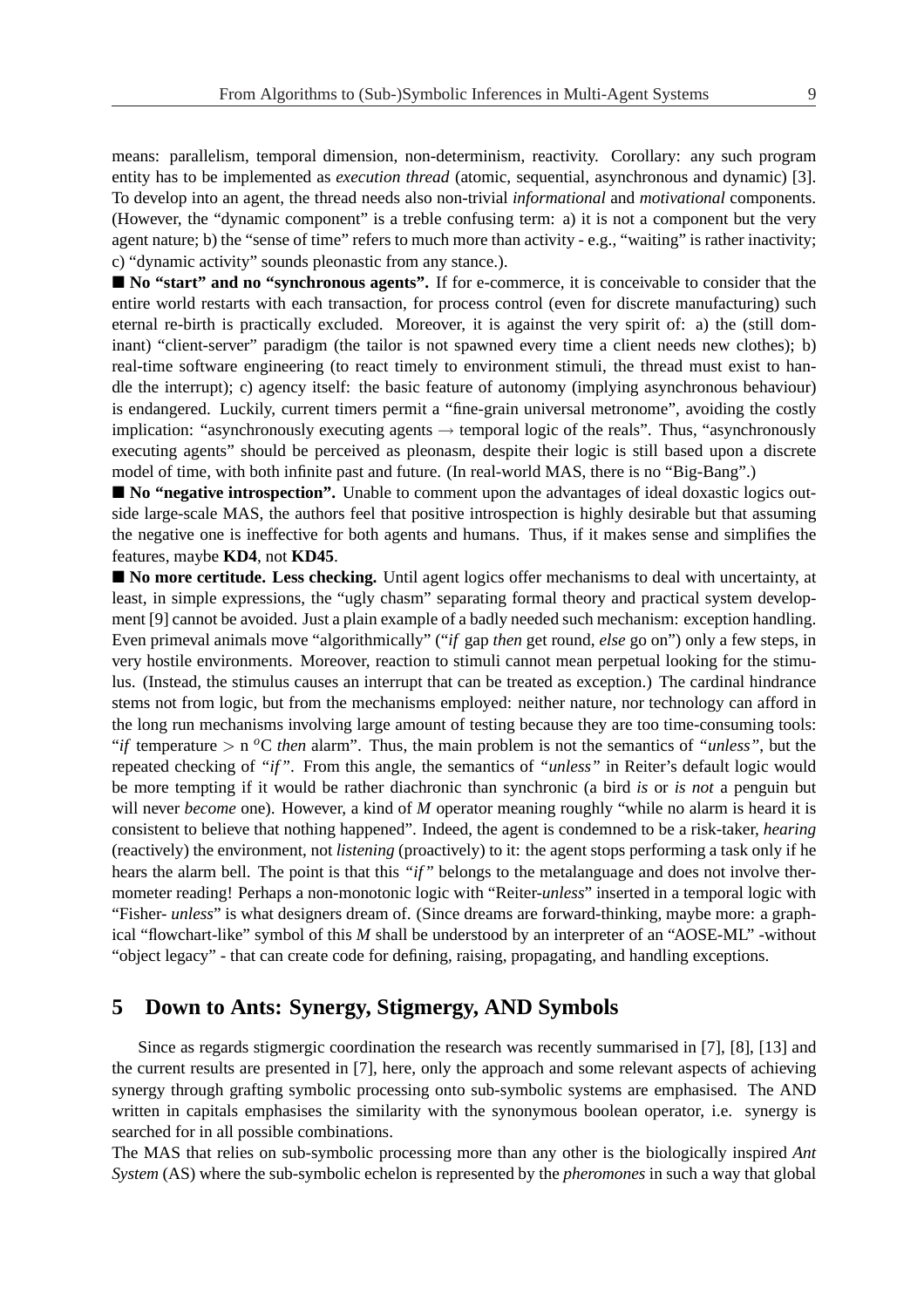means: parallelism, temporal dimension, non-determinism, reactivity. Corollary: any such program entity has to be implemented as *execution thread* (atomic, sequential, asynchronous and dynamic) [3]. To develop into an agent, the thread needs also non-trivial *informational* and *motivational* components. (However, the "dynamic component" is a treble confusing term: a) it is not a component but the very agent nature; b) the "sense of time" refers to much more than activity - e.g., "waiting" is rather inactivity; c) "dynamic activity" sounds pleonastic from any stance.).

■ **No "start" and no "synchronous agents".** If for e-commerce, it is conceivable to consider that the entire world restarts with each transaction, for process control (even for discrete manufacturing) such eternal re-birth is practically excluded. Moreover, it is against the very spirit of: a) the (still dominant) "client-server" paradigm (the tailor is not spawned every time a client needs new clothes); b) real-time software engineering (to react timely to environment stimuli, the thread must exist to handle the interrupt); c) agency itself: the basic feature of autonomy (implying asynchronous behaviour) is endangered. Luckily, current timers permit a "fine-grain universal metronome", avoiding the costly implication: "asynchronously executing agents → temporal logic of the reals". Thus, "asynchronously executing agents" should be perceived as pleonasm, despite their logic is still based upon a discrete model of time, with both infinite past and future. (In real-world MAS, there is no "Big-Bang".)

■ **No "negative introspection".** Unable to comment upon the advantages of ideal doxastic logics outside large-scale MAS, the authors feel that positive introspection is highly desirable but that assuming the negative one is ineffective for both agents and humans. Thus, if it makes sense and simplifies the features, maybe **KD4**, not **KD45**.

■ **No more certitude. Less checking.** Until agent logics offer mechanisms to deal with uncertainty, at least, in simple expressions, the "ugly chasm" separating formal theory and practical system development [9] cannot be avoided. Just a plain example of a badly needed such mechanism: exception handling. Even primeval animals move "algorithmically" ("*if* gap *then* get round, *else* go on") only a few steps, in very hostile environments. Moreover, reaction to stimuli cannot mean perpetual looking for the stimulus. (Instead, the stimulus causes an interrupt that can be treated as exception.) The cardinal hindrance stems not from logic, but from the mechanisms employed: neither nature, nor technology can afford in the long run mechanisms involving large amount of testing because they are too time-consuming tools: "*if* temperature $>$ n $^{o}$C *then* alarm". Thus, the main problem is not the semantics of *"unless"*, but the repeated checking of *"if"*. From this angle, the semantics of *"unless"* in Reiter's default logic would be more tempting if it would be rather diachronic than synchronic (a bird *is* or *is not* a penguin but will never *become* one). However, a kind of *M* operator meaning roughly "while no alarm is heard it is consistent to believe that nothing happened". Indeed, the agent is condemned to be a risk-taker, *hearing* (reactively) the environment, not *listening* (proactively) to it: the agent stops performing a task only if he hears the alarm bell. The point is that this *"if"* belongs to the metalanguage and does not involve thermometer reading! Perhaps a non-monotonic logic with "Reiter-*unless*" inserted in a temporal logic with "Fisher- *unless*" is what designers dream of. (Since dreams are forward-thinking, maybe more: a graphical "flowchart-like" symbol of this *M* shall be understood by an interpreter of an "AOSE-ML" -without "object legacy" - that can create code for defining, raising, propagating, and handling exceptions.

## 5 Down to Ants: Synergy, Stigmergy, AND Symbols

Since as regards stigmergic coordination the research was recently summarised in [7], [8], [13] and the current results are presented in [7], here, only the approach and some relevant aspects of achieving synergy through grafting symbolic processing onto sub-symbolic systems are emphasised. The AND written in capitals emphasises the similarity with the synonymous boolean operator, i.e. synergy is searched for in all possible combinations.

The MAS that relies on sub-symbolic processing more than any other is the biologically inspired *Ant System* (AS) where the sub-symbolic echelon is represented by the *pheromones* in such a way that global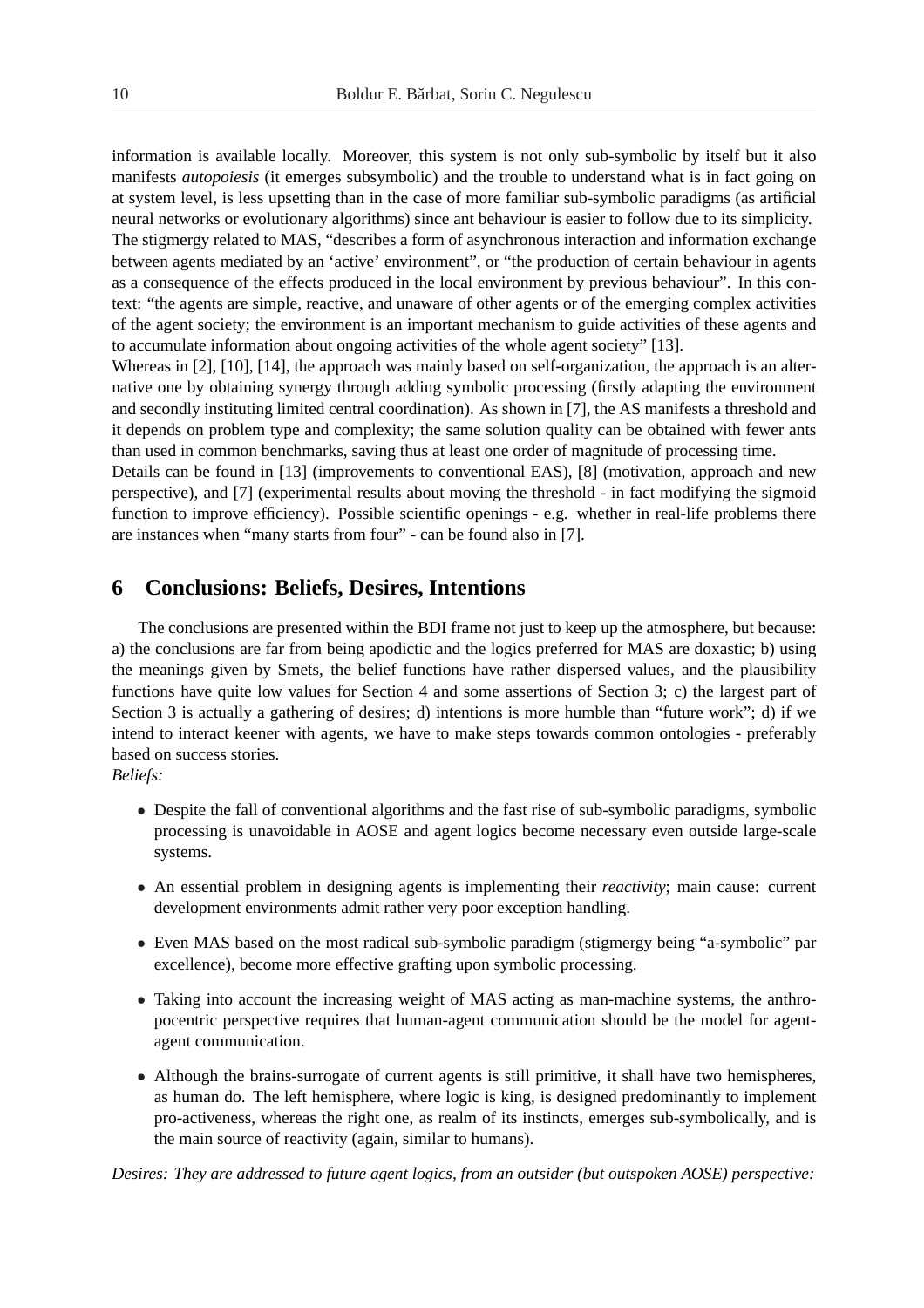information is available locally. Moreover, this system is not only sub-symbolic by itself but it also manifests *autopoiesis* (it emerges subsymbolic) and the trouble to understand what is in fact going on at system level, is less upsetting than in the case of more familiar sub-symbolic paradigms (as artificial neural networks or evolutionary algorithms) since ant behaviour is easier to follow due to its simplicity. The stigmergy related to MAS, "describes a form of asynchronous interaction and information exchange between agents mediated by an 'active' environment", or "the production of certain behaviour in agents as a consequence of the effects produced in the local environment by previous behaviour". In this context: "the agents are simple, reactive, and unaware of other agents or of the emerging complex activities of the agent society; the environment is an important mechanism to guide activities of these agents and to accumulate information about ongoing activities of the whole agent society" [13].

Whereas in [2], [10], [14], the approach was mainly based on self-organization, the approach is an alternative one by obtaining synergy through adding symbolic processing (firstly adapting the environment and secondly instituting limited central coordination). As shown in [7], the AS manifests a threshold and it depends on problem type and complexity; the same solution quality can be obtained with fewer ants than used in common benchmarks, saving thus at least one order of magnitude of processing time.

Details can be found in [13] (improvements to conventional EAS), [8] (motivation, approach and new perspective), and [7] (experimental results about moving the threshold - in fact modifying the sigmoid function to improve efficiency). Possible scientific openings - e.g. whether in real-life problems there are instances when "many starts from four" - can be found also in [7].

## 6 Conclusions: Beliefs, Desires, Intentions

The conclusions are presented within the BDI frame not just to keep up the atmosphere, but because: a) the conclusions are far from being apodictic and the logics preferred for MAS are doxastic; b) using the meanings given by Smets, the belief functions have rather dispersed values, and the plausibility functions have quite low values for Section 4 and some assertions of Section 3; c) the largest part of Section 3 is actually a gathering of desires; d) intentions is more humble than "future work"; d) if we intend to interact keener with agents, we have to make steps towards common ontologies - preferably based on success stories.

*Beliefs:*

- Despite the fall of conventional algorithms and the fast rise of sub-symbolic paradigms, symbolic processing is unavoidable in AOSE and agent logics become necessary even outside large-scale systems.
- An essential problem in designing agents is implementing their *reactivity*; main cause: current development environments admit rather very poor exception handling.
- Even MAS based on the most radical sub-symbolic paradigm (stigmergy being "a-symbolic" par excellence), become more effective grafting upon symbolic processing.
- Taking into account the increasing weight of MAS acting as man-machine systems, the anthropocentric perspective requires that human-agent communication should be the model for agent-agent communication.
- Although the brains-surrogate of current agents is still primitive, it shall have two hemispheres, as human do. The left hemisphere, where logic is king, is designed predominantly to implement pro-activeness, whereas the right one, as realm of its instincts, emerges sub-symbolically, and is the main source of reactivity (again, similar to humans).

*Desires: They are addressed to future agent logics, from an outsider (but outspoken AOSE) perspective:*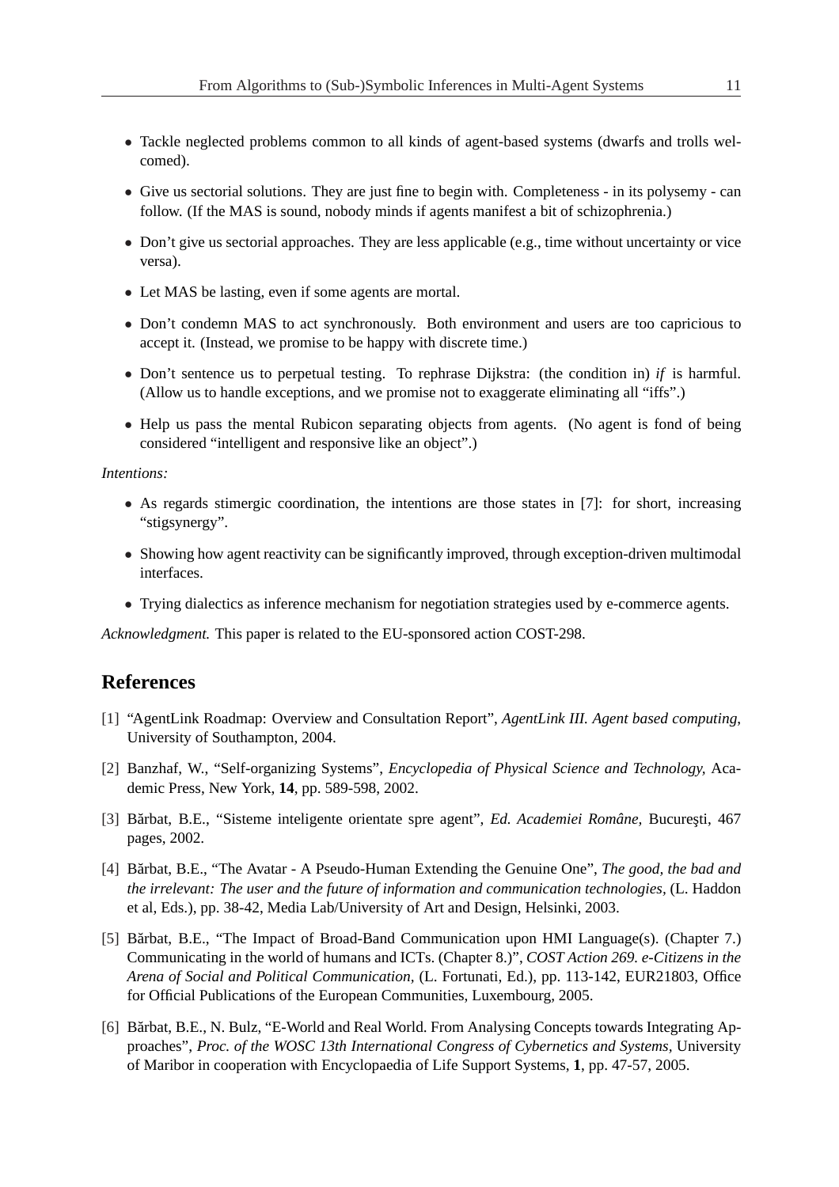- Tackle neglected problems common to all kinds of agent-based systems (dwarfs and trolls welcomed).
- Give us sectorial solutions. They are just fine to begin with. Completeness - in its polysemy - can follow. (If the MAS is sound, nobody minds if agents manifest a bit of schizophrenia.)
- Don't give us sectorial approaches. They are less applicable (e.g., time without uncertainty or vice versa).
- Let MAS be lasting, even if some agents are mortal.
- Don't condemn MAS to act synchronously. Both environment and users are too capricious to accept it. (Instead, we promise to be happy with discrete time.)
- Don't sentence us to perpetual testing. To rephrase Dijkstra: (the condition in) *if* is harmful. (Allow us to handle exceptions, and we promise not to exaggerate eliminating all "iffs".)
- Help us pass the mental Rubicon separating objects from agents. (No agent is fond of being considered "intelligent and responsive like an object".)

*Intentions:*

- As regards stimergic coordination, the intentions are those states in [7]: for short, increasing "stigsynergy".
- Showing how agent reactivity can be significantly improved, through exception-driven multimodal interfaces.
- Trying dialectics as inference mechanism for negotiation strategies used by e-commerce agents.

*Acknowledgment.* This paper is related to the EU-sponsored action COST-298.

## References

[1] "AgentLink Roadmap: Overview and Consultation Report", *AgentLink III. Agent based computing*, University of Southampton, 2004.

[2] Banzhaf, W., "Self-organizing Systems", *Encyclopedia of Physical Science and Technology,* Academic Press, New York, **14**, pp. 589-598, 2002.

[3] Bărbat, B.E., "Sisteme inteligente orientate spre agent", *Ed. Academiei Române,* Bucureşti, 467 pages, 2002.

[4] Bărbat, B.E., "The Avatar - A Pseudo-Human Extending the Genuine One", *The good, the bad and the irrelevant: The user and the future of information and communication technologies,* (L. Haddon et al, Eds.), pp. 38-42, Media Lab/University of Art and Design, Helsinki, 2003.

[5] Bărbat, B.E., "The Impact of Broad-Band Communication upon HMI Language(s). (Chapter 7.) Communicating in the world of humans and ICTs. (Chapter 8.)", *COST Action 269. e-Citizens in the Arena of Social and Political Communication,* (L. Fortunati, Ed.), pp. 113-142, EUR21803, Office for Official Publications of the European Communities, Luxembourg, 2005.

[6] Bărbat, B.E., N. Bulz, "E-World and Real World. From Analysing Concepts towards Integrating Approaches", *Proc. of the WOSC 13th International Congress of Cybernetics and Systems,* University of Maribor in cooperation with Encyclopaedia of Life Support Systems, **1**, pp. 47-57, 2005.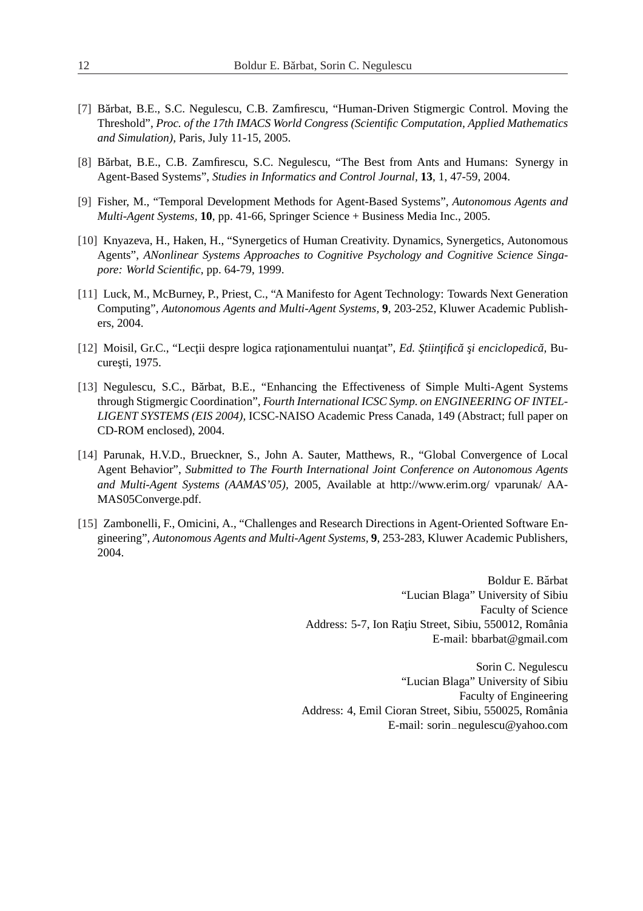[7] Bărbat, B.E., S.C. Negulescu, C.B. Zamfirescu, "Human-Driven Stigmergic Control. Moving the Threshold", *Proc. of the 17th IMACS World Congress (Scientific Computation, Applied Mathematics and Simulation)*, Paris, July 11-15, 2005.

[8] Bărbat, B.E., C.B. Zamfirescu, S.C. Negulescu, "The Best from Ants and Humans: Synergy in Agent-Based Systems", *Studies in Informatics and Control Journal*, **13**, 1, 47-59, 2004.

[9] Fisher, M., "Temporal Development Methods for Agent-Based Systems", *Autonomous Agents and Multi-Agent Systems*, **10**, pp. 41-66, Springer Science + Business Media Inc., 2005.

[10] Knyazeva, H., Haken, H., "Synergetics of Human Creativity. Dynamics, Synergetics, Autonomous Agents", *ANonlinear Systems Approaches to Cognitive Psychology and Cognitive Science Singapore: World Scientific*, pp. 64-79, 1999.

[11] Luck, M., McBurney, P., Priest, C., "A Manifesto for Agent Technology: Towards Next Generation Computing", *Autonomous Agents and Multi-Agent Systems*, **9**, 203-252, Kluwer Academic Publishers, 2004.

[12] Moisil, Gr.C., "Lecţii despre logica raţionamentului nuanţat", *Ed. Ştiinţifică şi enciclopedică*, Bucureşti, 1975.

[13] Negulescu, S.C., Bărbat, B.E., "Enhancing the Effectiveness of Simple Multi-Agent Systems through Stigmergic Coordination", *Fourth International ICSC Symp. on ENGINEERING OF INTELLIGENT SYSTEMS (EIS 2004)*, ICSC-NAISO Academic Press Canada, 149 (Abstract; full paper on CD-ROM enclosed), 2004.

[14] Parunak, H.V.D., Brueckner, S., John A. Sauter, Matthews, R., "Global Convergence of Local Agent Behavior", *Submitted to The Fourth International Joint Conference on Autonomous Agents and Multi-Agent Systems (AAMAS'05)*, 2005, Available at http://www.erim.org/ vparunak/ AAMAS05Converge.pdf.

[15] Zambonelli, F., Omicini, A., "Challenges and Research Directions in Agent-Oriented Software Engineering", *Autonomous Agents and Multi-Agent Systems*, **9**, 253-283, Kluwer Academic Publishers, 2004.

Boldur E. Bărbat
"Lucian Blaga" University of Sibiu
Faculty of Science
Address: 5-7, Ion Raţiu Street, Sibiu, 550012, România
E-mail: bbarbat@gmail.com

Sorin C. Negulescu
"Lucian Blaga" University of Sibiu
Faculty of Engineering
Address: 4, Emil Cioran Street, Sibiu, 550025, România
E-mail: sorin_negulescu@yahoo.com